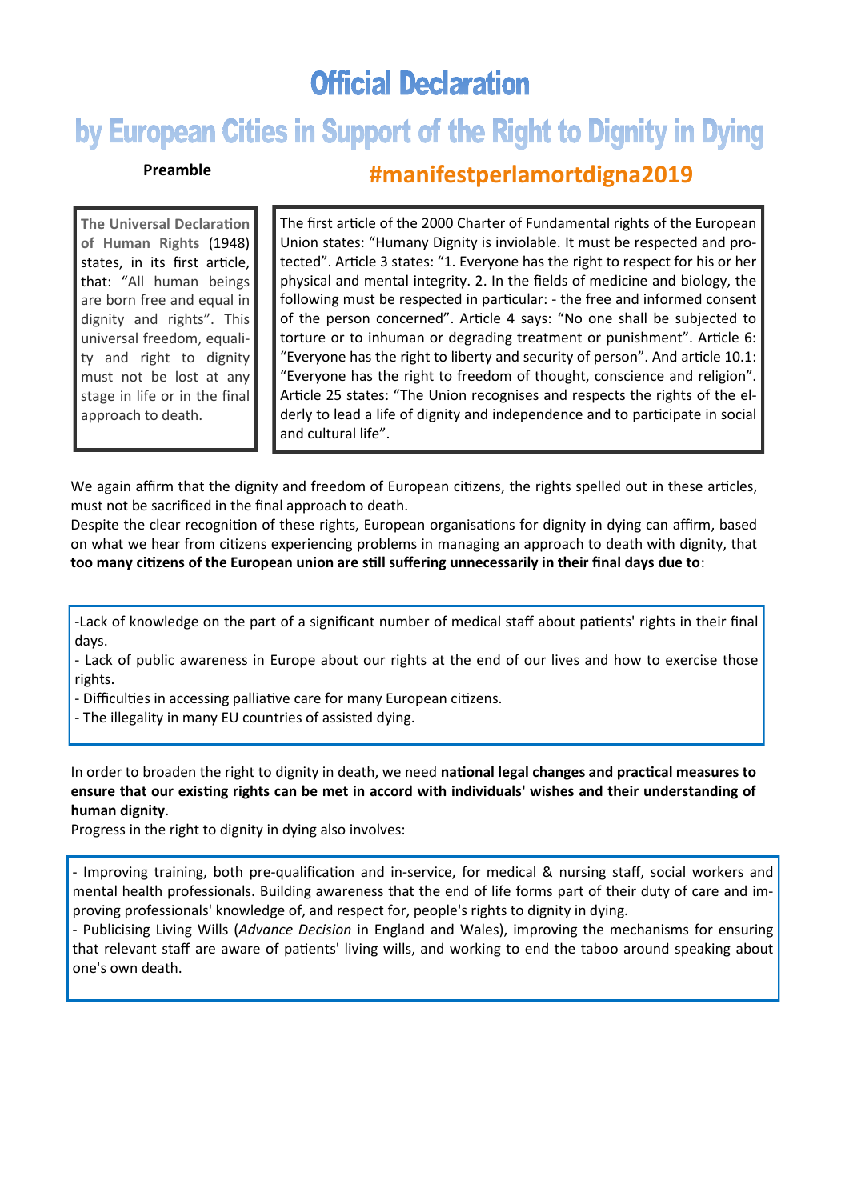# Official Declaration

## by European Cities in Support of the Right to Dignity in Dying

**Preamble**

**#manifestperlamortdigna2019**

**The Universal Declaration of Human Rights** (1948) states, in its first article, that: “All human beings are born free and equal in dignity and rights”. This universal freedom, equality and right to dignity must not be lost at any stage in life or in the final approach to death.

The first article of the 2000 Charter of Fundamental rights of the European Union states: “Humany Dignity is inviolable. It must be respected and protected”. Article 3 states: “1. Everyone has the right to respect for his or her physical and mental integrity. 2. In the fields of medicine and biology, the following must be respected in particular: - the free and informed consent of the person concerned”. Article 4 says: “No one shall be subjected to torture or to inhuman or degrading treatment or punishment”. Article 6: “Everyone has the right to liberty and security of person”. And article 10.1: “Everyone has the right to freedom of thought, conscience and religion”. Article 25 states: “The Union recognises and respects the rights of the elderly to lead a life of dignity and independence and to participate in social and cultural life”.

We again affirm that the dignity and freedom of European citizens, the rights spelled out in these articles, must not be sacrificed in the final approach to death.

Despite the clear recognition of these rights, European organisations for dignity in dying can affirm, based on what we hear from citizens experiencing problems in managing an approach to death with dignity, that **too many citizens of the European union are still suffering unnecessarily in their final days due to**:

- Lack of knowledge on the part of a significant number of medical staff about patients' rights in their final days.
- Lack of public awareness in Europe about our rights at the end of our lives and how to exercise those rights.
- Difficulties in accessing palliative care for many European citizens.
- The illegality in many EU countries of assisted dying.

In order to broaden the right to dignity in death, we need **national legal changes and practical measures to ensure that our existing rights can be met in accord with individuals' wishes and their understanding of human dignity**.

Progress in the right to dignity in dying also involves:

- Improving training, both pre-qualification and in-service, for medical & nursing staff, social workers and mental health professionals. Building awareness that the end of life forms part of their duty of care and improving professionals' knowledge of, and respect for, people's rights to dignity in dying.
- Publicising Living Wills (*Advance Decision* in England and Wales), improving the mechanisms for ensuring that relevant staff are aware of patients' living wills, and working to end the taboo around speaking about one's own death.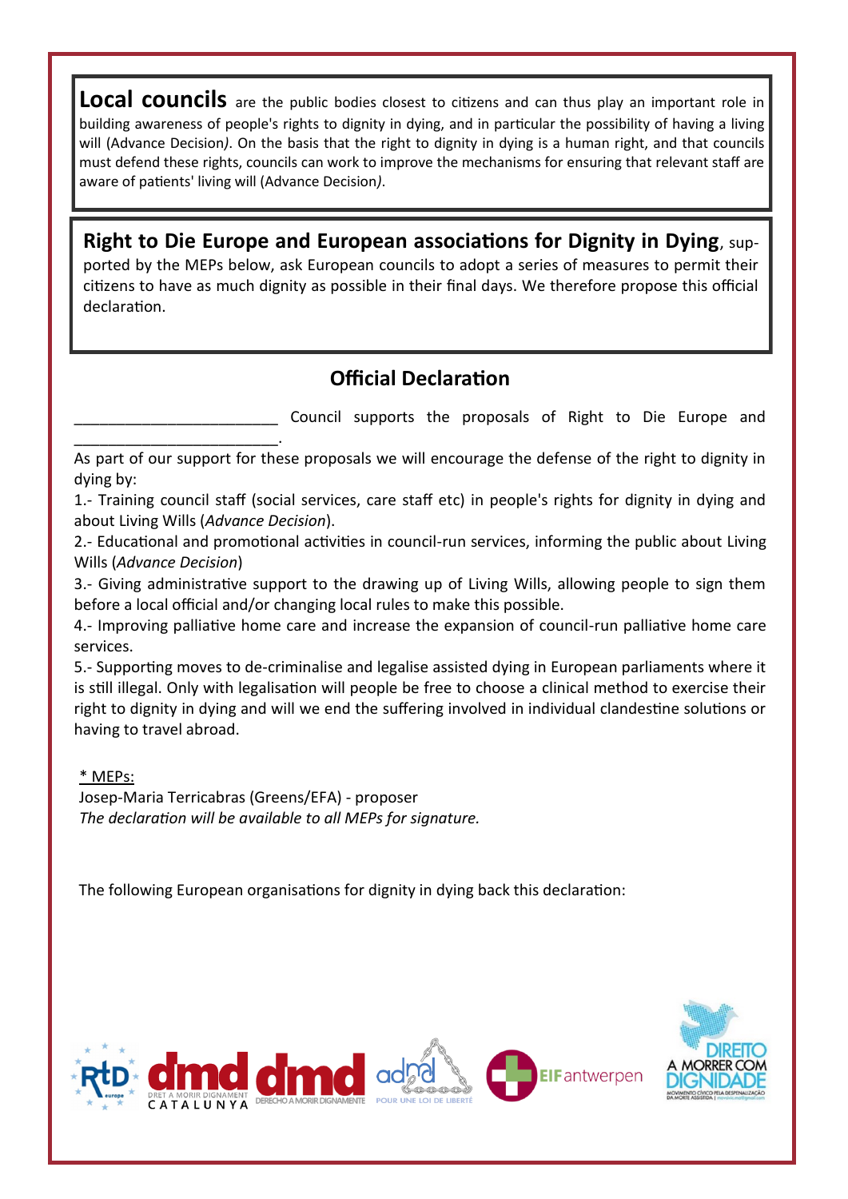**Local councils** are the public bodies closest to citizens and can thus play an important role in building awareness of people's rights to dignity in dying, and in particular the possibility of having a living will (Advance Decision*)*. On the basis that the right to dignity in dying is a human right, and that councils must defend these rights, councils can work to improve the mechanisms for ensuring that relevant staff are aware of patients' living will (Advance Decision*)*.

**Right to Die Europe and European associations for Dignity in Dying**, supported by the MEPs below, ask European councils to adopt a series of measures to permit their citizens to have as much dignity as possible in their final days. We therefore propose this official declaration.

## Official Declaration

_________________________ Council supports the proposals of Right to Die Europe and _________________________.

As part of our support for these proposals we will encourage the defense of the right to dignity in dying by:

1.- Training council staff (social services, care staff etc) in people's rights for dignity in dying and about Living Wills (*Advance Decision*).

2.- Educational and promotional activities in council-run services, informing the public about Living Wills (*Advance Decision*)

3.- Giving administrative support to the drawing up of Living Wills, allowing people to sign them before a local official and/or changing local rules to make this possible.

4.- Improving palliative home care and increase the expansion of council-run palliative home care services.

5.- Supporting moves to de-criminalise and legalise assisted dying in European parliaments where it is still illegal. Only with legalisation will people be free to choose a clinical method to exercise their right to dignity in dying and will we end the suffering involved in individual clandestine solutions or having to travel abroad.

* MEPs:

Josep-Maria Terricabras (Greens/EFA) - proposer

*The declaration will be available to all MEPs for signature.*

The following European organisations for dignity in dying back this declaration:

RtD europe

dmd DRET A MORIR DIGNAMENT CATALUNYA

dmd DERECHO A MORIR DIGNAMENTE

admd POUR UNE LOI DE LIBERTÉ

EIF antwerpen

DIREITO A MORRER COM DIGNIDADE MOVIMENTO CÍVICO PELA DESPENALIZAÇÃO DA MORTE ASSISTIDA